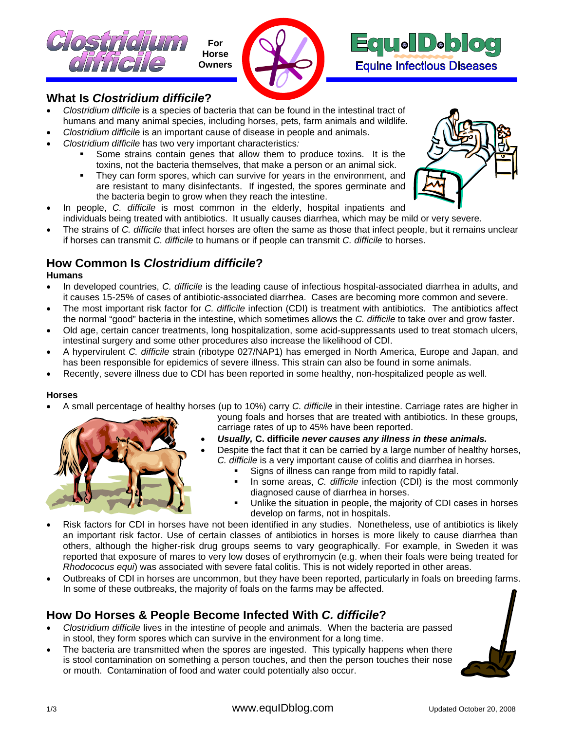# Clostridium difficile

For Horse Owners

Equ•ID•blog
Equine Infectious Diseases

## What Is *Clostridium difficile*?

- *Clostridium difficile* is a species of bacteria that can be found in the intestinal tract of humans and many animal species, including horses, pets, farm animals and wildlife.
- *Clostridium difficile* is an important cause of disease in people and animals.
- *Clostridium difficile* has two very important characteristics*:*
  - Some strains contain genes that allow them to produce toxins. It is the toxins, not the bacteria themselves, that make a person or an animal sick.
  - They can form spores, which can survive for years in the environment, and are resistant to many disinfectants. If ingested, the spores germinate and the bacteria begin to grow when they reach the intestine.
- In people, *C. difficile* is most common in the elderly, hospital inpatients and individuals being treated with antibiotics. It usually causes diarrhea, which may be mild or very severe.
- The strains of *C. difficile* that infect horses are often the same as those that infect people, but it remains unclear if horses can transmit *C. difficile* to humans or if people can transmit *C. difficile* to horses.

## How Common Is *Clostridium difficile*?

**Humans**

- In developed countries, *C. difficile* is the leading cause of infectious hospital-associated diarrhea in adults, and it causes 15-25% of cases of antibiotic-associated diarrhea. Cases are becoming more common and severe.
- The most important risk factor for *C. difficile* infection (CDI) is treatment with antibiotics. The antibiotics affect the normal "good" bacteria in the intestine, which sometimes allows the *C. difficile* to take over and grow faster.
- Old age, certain cancer treatments, long hospitalization, some acid-suppressants used to treat stomach ulcers, intestinal surgery and some other procedures also increase the likelihood of CDI.
- A hypervirulent *C. difficile* strain (ribotype 027/NAP1) has emerged in North America, Europe and Japan, and has been responsible for epidemics of severe illness. This strain can also be found in some animals.
- Recently, severe illness due to CDI has been reported in some healthy, non-hospitalized people as well.

**Horses**

- A small percentage of healthy horses (up to 10%) carry *C. difficile* in their intestine. Carriage rates are higher in young foals and horses that are treated with antibiotics. In these groups, carriage rates of up to 45% have been reported.
- ***Usually,* C. difficile *never causes any illness in these animals.***
- Despite the fact that it can be carried by a large number of healthy horses, *C. difficile* is a very important cause of colitis and diarrhea in horses.
  - Signs of illness can range from mild to rapidly fatal.
  - In some areas, *C. difficile* infection (CDI) is the most commonly diagnosed cause of diarrhea in horses.
  - Unlike the situation in people, the majority of CDI cases in horses develop on farms, not in hospitals.
- Risk factors for CDI in horses have not been identified in any studies. Nonetheless, use of antibiotics is likely an important risk factor. Use of certain classes of antibiotics in horses is more likely to cause diarrhea than others, although the higher-risk drug groups seems to vary geographically. For example, in Sweden it was reported that exposure of mares to very low doses of erythromycin (e.g. when their foals were being treated for *Rhodococus equi*) was associated with severe fatal colitis. This is not widely reported in other areas.
- Outbreaks of CDI in horses are uncommon, but they have been reported, particularly in foals on breeding farms. In some of these outbreaks, the majority of foals on the farms may be affected.

## How Do Horses & People Become Infected With *C. difficile*?

- *Clostridium difficile* lives in the intestine of people and animals. When the bacteria are passed in stool, they form spores which can survive in the environment for a long time.
- The bacteria are transmitted when the spores are ingested. This typically happens when there is stool contamination on something a person touches, and then the person touches their nose or mouth. Contamination of food and water could potentially also occur.

www.equIDblog.com

Updated October 20, 2008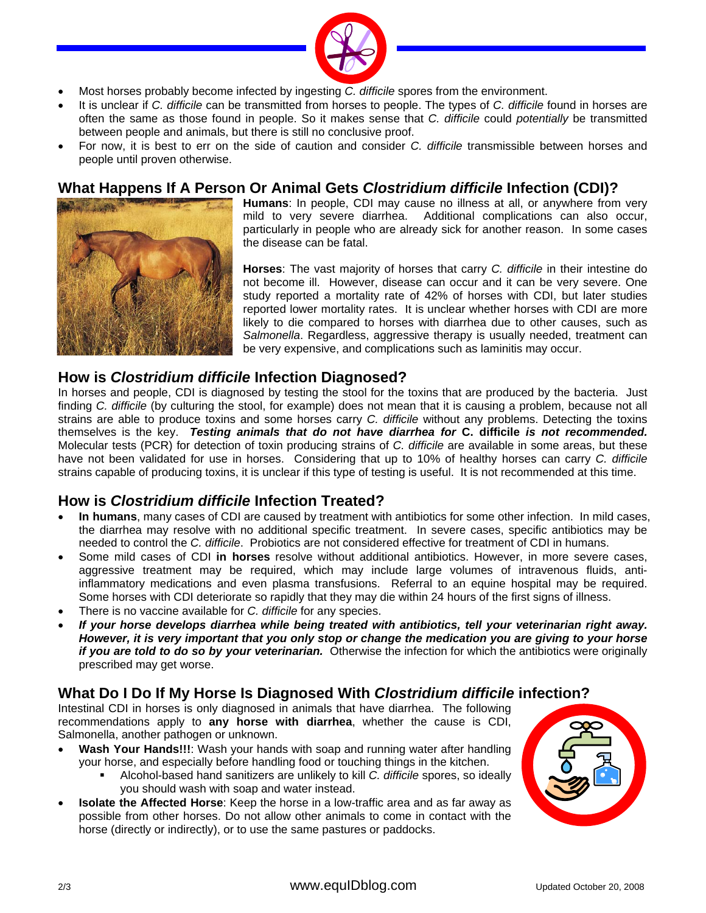- Most horses probably become infected by ingesting *C. difficile* spores from the environment.
- It is unclear if *C. difficile* can be transmitted from horses to people. The types of *C. difficile* found in horses are often the same as those found in people. So it makes sense that *C. difficile* could *potentially* be transmitted between people and animals, but there is still no conclusive proof.
- For now, it is best to err on the side of caution and consider *C. difficile* transmissible between horses and people until proven otherwise.

## What Happens If A Person Or Animal Gets *Clostridium difficile* Infection (CDI)?

**Humans**: In people, CDI may cause no illness at all, or anywhere from very mild to very severe diarrhea. Additional complications can also occur, particularly in people who are already sick for another reason. In some cases the disease can be fatal.

**Horses**: The vast majority of horses that carry *C. difficile* in their intestine do not become ill. However, disease can occur and it can be very severe. One study reported a mortality rate of 42% of horses with CDI, but later studies reported lower mortality rates. It is unclear whether horses with CDI are more likely to die compared to horses with diarrhea due to other causes, such as *Salmonella*. Regardless, aggressive therapy is usually needed, treatment can be very expensive, and complications such as laminitis may occur.

## How is *Clostridium difficile* Infection Diagnosed?

In horses and people, CDI is diagnosed by testing the stool for the toxins that are produced by the bacteria. Just finding *C. difficile* (by culturing the stool, for example) does not mean that it is causing a problem, because not all strains are able to produce toxins and some horses carry *C. difficile* without any problems. Detecting the toxins themselves is the key. ***Testing animals that do not have diarrhea for* C. difficile *is not recommended.*** Molecular tests (PCR) for detection of toxin producing strains of *C. difficile* are available in some areas, but these have not been validated for use in horses. Considering that up to 10% of healthy horses can carry *C. difficile* strains capable of producing toxins, it is unclear if this type of testing is useful. It is not recommended at this time.

## How is *Clostridium difficile* Infection Treated?

- **In humans**, many cases of CDI are caused by treatment with antibiotics for some other infection. In mild cases, the diarrhea may resolve with no additional specific treatment. In severe cases, specific antibiotics may be needed to control the *C. difficile*. Probiotics are not considered effective for treatment of CDI in humans.
- Some mild cases of CDI **in horses** resolve without additional antibiotics. However, in more severe cases, aggressive treatment may be required, which may include large volumes of intravenous fluids, anti-inflammatory medications and even plasma transfusions. Referral to an equine hospital may be required. Some horses with CDI deteriorate so rapidly that they may die within 24 hours of the first signs of illness.
- There is no vaccine available for *C. difficile* for any species.
- ***If your horse develops diarrhea while being treated with antibiotics, tell your veterinarian right away. However, it is very important that you only stop or change the medication you are giving to your horse if you are told to do so by your veterinarian.*** Otherwise the infection for which the antibiotics were originally prescribed may get worse.

## What Do I Do If My Horse Is Diagnosed With *Clostridium difficile* infection?

Intestinal CDI in horses is only diagnosed in animals that have diarrhea. The following recommendations apply to **any horse with diarrhea**, whether the cause is CDI, Salmonella, another pathogen or unknown.

- **Wash Your Hands!!!**: Wash your hands with soap and running water after handling your horse, and especially before handling food or touching things in the kitchen.
    - Alcohol-based hand sanitizers are unlikely to kill *C. difficile* spores, so ideally you should wash with soap and water instead.
- **Isolate the Affected Horse**: Keep the horse in a low-traffic area and as far away as possible from other horses. Do not allow other animals to come in contact with the horse (directly or indirectly), or to use the same pastures or paddocks.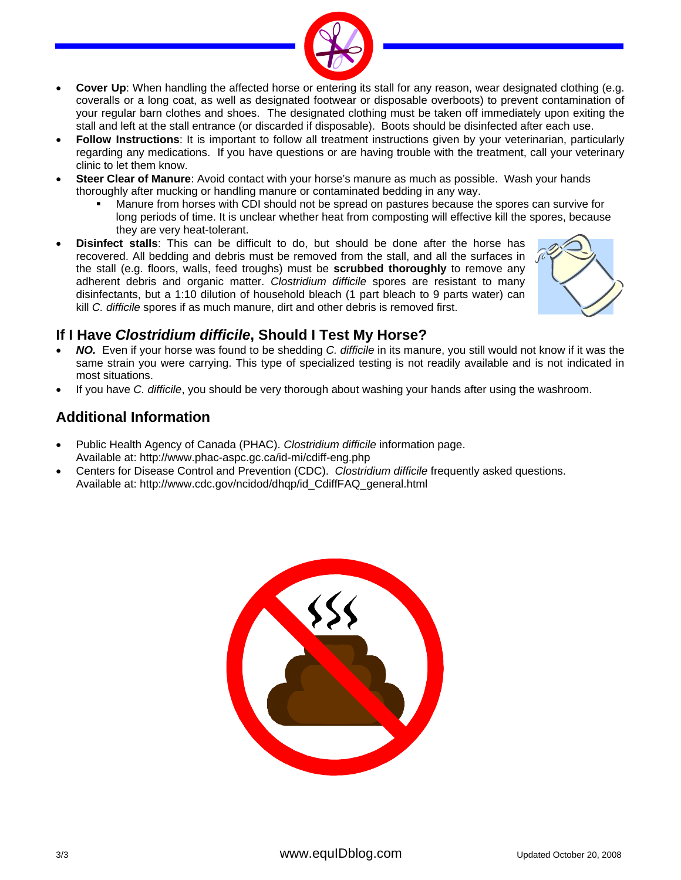- **Cover Up**: When handling the affected horse or entering its stall for any reason, wear designated clothing (e.g. coveralls or a long coat, as well as designated footwear or disposable overboots) to prevent contamination of your regular barn clothes and shoes. The designated clothing must be taken off immediately upon exiting the stall and left at the stall entrance (or discarded if disposable). Boots should be disinfected after each use.
- **Follow Instructions**: It is important to follow all treatment instructions given by your veterinarian, particularly regarding any medications. If you have questions or are having trouble with the treatment, call your veterinary clinic to let them know.
- **Steer Clear of Manure**: Avoid contact with your horse's manure as much as possible. Wash your hands thoroughly after mucking or handling manure or contaminated bedding in any way.
  - Manure from horses with CDI should not be spread on pastures because the spores can survive for long periods of time. It is unclear whether heat from composting will effective kill the spores, because they are very heat-tolerant.
- **Disinfect stalls**: This can be difficult to do, but should be done after the horse has recovered. All bedding and debris must be removed from the stall, and all the surfaces in the stall (e.g. floors, walls, feed troughs) must be **scrubbed thoroughly** to remove any adherent debris and organic matter. *Clostridium difficile* spores are resistant to many disinfectants, but a 1:10 dilution of household bleach (1 part bleach to 9 parts water) can kill *C. difficile* spores if as much manure, dirt and other debris is removed first.

## If I Have *Clostridium difficile*, Should I Test My Horse?

- ***NO.*** Even if your horse was found to be shedding *C. difficile* in its manure, you still would not know if it was the same strain you were carrying. This type of specialized testing is not readily available and is not indicated in most situations.
- If you have *C. difficile*, you should be very thorough about washing your hands after using the washroom.

## Additional Information

- Public Health Agency of Canada (PHAC). *Clostridium difficile* information page. Available at: http://www.phac-aspc.gc.ca/id-mi/cdiff-eng.php
- Centers for Disease Control and Prevention (CDC). *Clostridium difficile* frequently asked questions. Available at: http://www.cdc.gov/ncidod/dhqp/id_CdiffFAQ_general.html